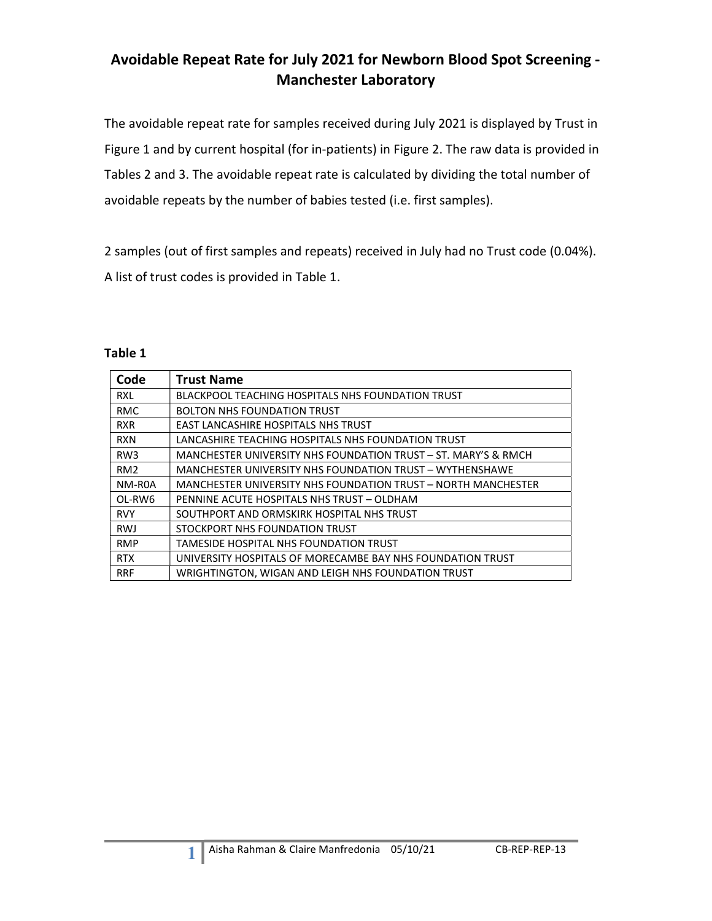# Avoidable Repeat Rate for July 2021 for Newborn Blood Spot Screening - Manchester Laboratory

The avoidable repeat rate for samples received during July 2021 is displayed by Trust in Figure 1 and by current hospital (for in-patients) in Figure 2. The raw data is provided in Tables 2 and 3. The avoidable repeat rate is calculated by dividing the total number of avoidable repeats by the number of babies tested (i.e. first samples).

2 samples (out of first samples and repeats) received in July had no Trust code (0.04%). A list of trust codes is provided in Table 1.

**Table 1**

| Code | Trust Name |
|---|---|
| RXL | BLACKPOOL TEACHING HOSPITALS NHS FOUNDATION TRUST |
| RMC | BOLTON NHS FOUNDATION TRUST |
| RXR | EAST LANCASHIRE HOSPITALS NHS TRUST |
| RXN | LANCASHIRE TEACHING HOSPITALS NHS FOUNDATION TRUST |
| RW3 | MANCHESTER UNIVERSITY NHS FOUNDATION TRUST – ST. MARY'S & RMCH |
| RM2 | MANCHESTER UNIVERSITY NHS FOUNDATION TRUST – WYTHENSHAWE |
| NM-R0A | MANCHESTER UNIVERSITY NHS FOUNDATION TRUST – NORTH MANCHESTER |
| OL-RW6 | PENNINE ACUTE HOSPITALS NHS TRUST – OLDHAM |
| RVY | SOUTHPORT AND ORMSKIRK HOSPITAL NHS TRUST |
| RWJ | STOCKPORT NHS FOUNDATION TRUST |
| RMP | TAMESIDE HOSPITAL NHS FOUNDATION TRUST |
| RTX | UNIVERSITY HOSPITALS OF MORECAMBE BAY NHS FOUNDATION TRUST |
| RRF | WRIGHTINGTON, WIGAN AND LEIGH NHS FOUNDATION TRUST |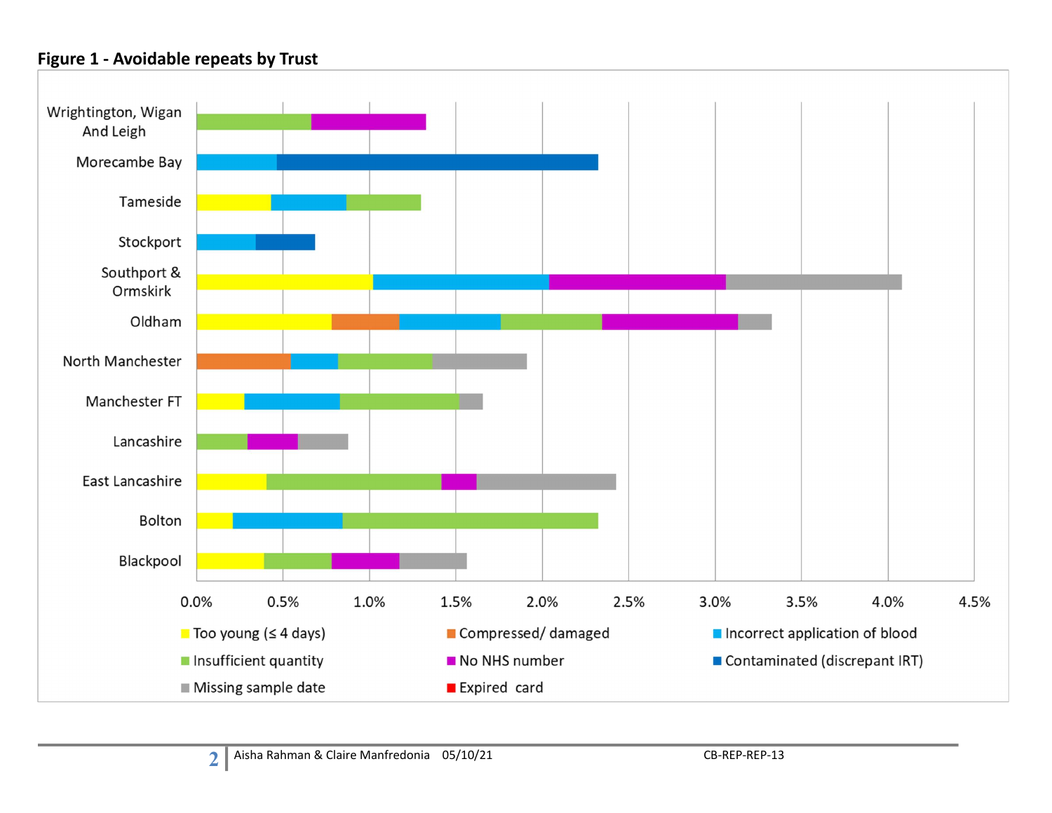**Figure 1 - Avoidable repeats by Trust**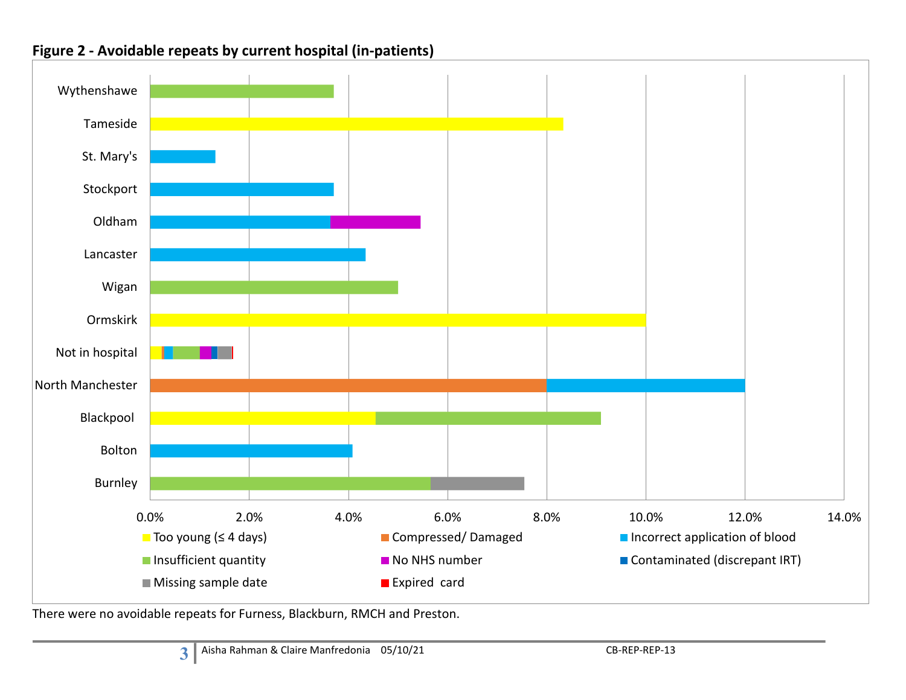**Figure 2 - Avoidable repeats by current hospital (in-patients)**

| Hospital | Too young (≤ 4 days) | Compressed/ Damaged | Incorrect application of blood | Insufficient quantity | No NHS number | Contaminated (discrepant IRT) | Missing sample date | Expired card |
|---|---|---|---|---|---|---|---|---|
| Wythenshawe | | | | 3.7% | | | | |
| Tameside | 8.3% | | | | | | | |
| St. Mary's | | | 1.3% | | | | | |
| Stockport | | | 3.7% | | | | | |
| Oldham | | | 3.6% | | 1.8% | | | |
| Lancaster | | | 4.3% | | | | | |
| Wigan | | | | 5.0% | | | | |
| Ormskirk | 10.0% | | | | | | | |
| Not in hospital | 0.2% | 0.05% | 0.2% | 0.5% | 0.2% | 0.1% | 0.3% | 0.02% |
| North Manchester | | 8.0% | 4.0% | | | | | |
| Blackpool | 4.5% | | | 4.5% | | | | |
| Bolton | | | 4.1% | | | | | |
| Burnley | | | | 5.7% | | | 1.9% | |

There were no avoidable repeats for Furness, Blackburn, RMCH and Preston.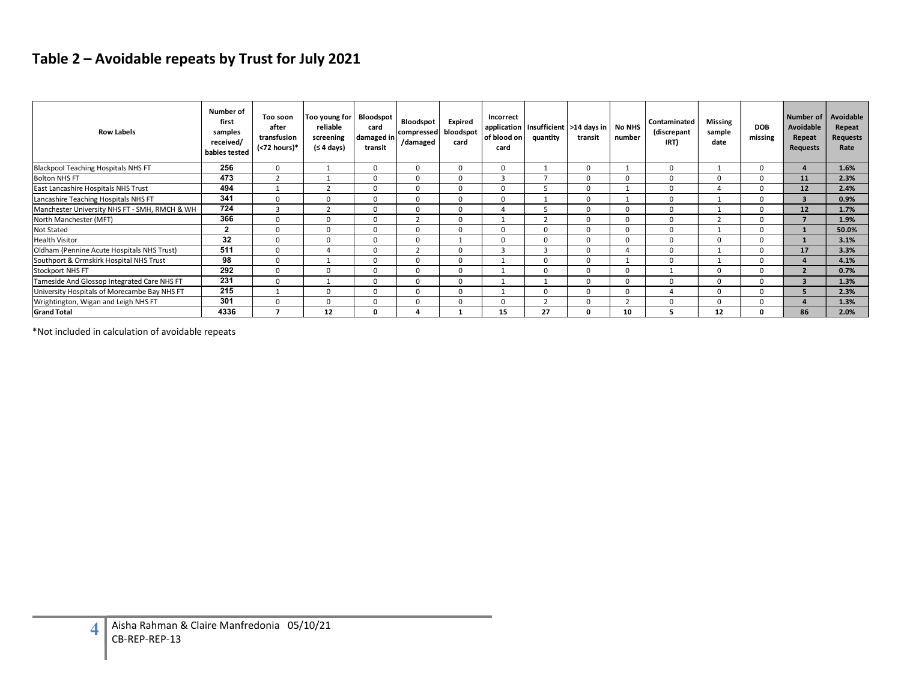## Table 2 – Avoidable repeats by Trust for July 2021

| Row Labels | Number of first samples received/ babies tested | Too soon after transfusion (<72 hours)* | Too young for reliable screening (≤ 4 days) | Bloodspot card damaged in transit | Bloodspot compressed /damaged | Expired bloodspot card | Incorrect application of blood on card | Insufficient quantity | >14 days in transit | No NHS number | Contaminated (discrepant IRT) | Missing sample date | DOB missing | Number of Avoidable Repeat Requests | Avoidable Repeat Requests Rate |
|---|---|---|---|---|---|---|---|---|---|---|---|---|---|---|---|
| Blackpool Teaching Hospitals NHS FT | 256 | 0 | 1 | 0 | 0 | 0 | 0 | 1 | 0 | 1 | 0 | 1 | 0 | 4 | 1.6% |
| Bolton NHS FT | 473 | 2 | 1 | 0 | 0 | 0 | 3 | 7 | 0 | 0 | 0 | 0 | 0 | 11 | 2.3% |
| East Lancashire Hospitals NHS Trust | 494 | 1 | 2 | 0 | 0 | 0 | 0 | 5 | 0 | 1 | 0 | 4 | 0 | 12 | 2.4% |
| Lancashire Teaching Hospitals NHS FT | 341 | 0 | 0 | 0 | 0 | 0 | 0 | 1 | 0 | 1 | 0 | 1 | 0 | 3 | 0.9% |
| Manchester University NHS FT - SMH, RMCH & WH | 724 | 3 | 2 | 0 | 0 | 0 | 4 | 5 | 0 | 0 | 0 | 1 | 0 | 12 | 1.7% |
| North Manchester (MFT) | 366 | 0 | 0 | 0 | 2 | 0 | 1 | 2 | 0 | 0 | 0 | 2 | 0 | 7 | 1.9% |
| Not Stated | 2 | 0 | 0 | 0 | 0 | 0 | 0 | 0 | 0 | 0 | 0 | 1 | 0 | 1 | 50.0% |
| Health Visitor | 32 | 0 | 0 | 0 | 0 | 1 | 0 | 0 | 0 | 0 | 0 | 0 | 0 | 1 | 3.1% |
| Oldham (Pennine Acute Hospitals NHS Trust) | 511 | 0 | 4 | 0 | 2 | 0 | 3 | 3 | 0 | 4 | 0 | 1 | 0 | 17 | 3.3% |
| Southport & Ormskirk Hospital NHS Trust | 98 | 0 | 1 | 0 | 0 | 0 | 1 | 0 | 0 | 1 | 0 | 1 | 0 | 4 | 4.1% |
| Stockport NHS FT | 292 | 0 | 0 | 0 | 0 | 0 | 1 | 0 | 0 | 0 | 1 | 0 | 0 | 2 | 0.7% |
| Tameside And Glossop Integrated Care NHS FT | 231 | 0 | 1 | 0 | 0 | 0 | 1 | 1 | 0 | 0 | 0 | 0 | 0 | 3 | 1.3% |
| University Hospitals of Morecambe Bay NHS FT | 215 | 1 | 0 | 0 | 0 | 0 | 1 | 0 | 0 | 0 | 4 | 0 | 0 | 5 | 2.3% |
| Wrightington, Wigan and Leigh NHS FT | 301 | 0 | 0 | 0 | 0 | 0 | 0 | 2 | 0 | 2 | 0 | 0 | 0 | 4 | 1.3% |
| **Grand Total** | **4336** | **7** | **12** | **0** | **4** | **1** | **15** | **27** | **0** | **10** | **5** | **12** | **0** | **86** | **2.0%** |

*Not included in calculation of avoidable repeats

Aisha Rahman & Claire Manfredonia 05/10/21
CB-REP-REP-13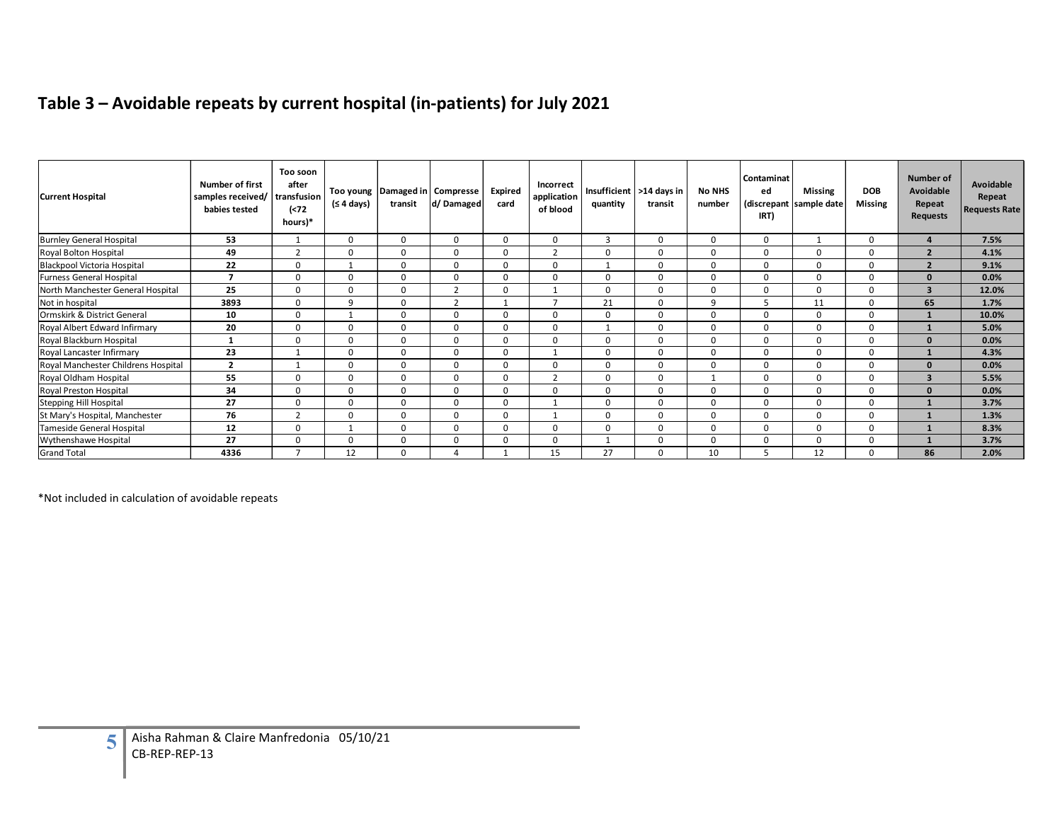## Table 3 – Avoidable repeats by current hospital (in-patients) for July 2021

| Current Hospital | Number of first samples received/ babies tested | Too soon after transfusion (<72 hours)* | Too young (≤ 4 days) | Damaged in transit | Compressed/ Damaged | Expired card | Incorrect application of blood | Insufficient quantity | >14 days in transit | No NHS number | Contaminated (discrepant IRT) | Missing sample date | DOB Missing | Number of Avoidable Repeat Requests | Avoidable Repeat Requests Rate |
|---|---|---|---|---|---|---|---|---|---|---|---|---|---|---|---|
| Burnley General Hospital | **53** | 1 | 0 | 0 | 0 | 0 | 0 | 3 | 0 | 0 | 0 | 1 | 0 | **4** | **7.5%** |
| Royal Bolton Hospital | **49** | 2 | 0 | 0 | 0 | 0 | 2 | 0 | 0 | 0 | 0 | 0 | 0 | **2** | **4.1%** |
| Blackpool Victoria Hospital | **22** | 0 | 1 | 0 | 0 | 0 | 0 | 1 | 0 | 0 | 0 | 0 | 0 | **2** | **9.1%** |
| Furness General Hospital | **7** | 0 | 0 | 0 | 0 | 0 | 0 | 0 | 0 | 0 | 0 | 0 | 0 | **0** | **0.0%** |
| North Manchester General Hospital | **25** | 0 | 0 | 0 | 2 | 0 | 1 | 0 | 0 | 0 | 0 | 0 | 0 | **3** | **12.0%** |
| Not in hospital | **3893** | 0 | 9 | 0 | 2 | 1 | 7 | 21 | 0 | 9 | 5 | 11 | 0 | **65** | **1.7%** |
| Ormskirk & District General | **10** | 0 | 1 | 0 | 0 | 0 | 0 | 0 | 0 | 0 | 0 | 0 | 0 | **1** | **10.0%** |
| Royal Albert Edward Infirmary | **20** | 0 | 0 | 0 | 0 | 0 | 0 | 1 | 0 | 0 | 0 | 0 | 0 | **1** | **5.0%** |
| Royal Blackburn Hospital | **1** | 0 | 0 | 0 | 0 | 0 | 0 | 0 | 0 | 0 | 0 | 0 | 0 | **0** | **0.0%** |
| Royal Lancaster Infirmary | **23** | 1 | 0 | 0 | 0 | 0 | 1 | 0 | 0 | 0 | 0 | 0 | 0 | **1** | **4.3%** |
| Royal Manchester Childrens Hospital | **2** | 1 | 0 | 0 | 0 | 0 | 0 | 0 | 0 | 0 | 0 | 0 | 0 | **0** | **0.0%** |
| Royal Oldham Hospital | **55** | 0 | 0 | 0 | 0 | 0 | 2 | 0 | 0 | 1 | 0 | 0 | 0 | **3** | **5.5%** |
| Royal Preston Hospital | **34** | 0 | 0 | 0 | 0 | 0 | 0 | 0 | 0 | 0 | 0 | 0 | 0 | **0** | **0.0%** |
| Stepping Hill Hospital | **27** | 0 | 0 | 0 | 0 | 0 | 1 | 0 | 0 | 0 | 0 | 0 | 0 | **1** | **3.7%** |
| St Mary's Hospital, Manchester | **76** | 2 | 0 | 0 | 0 | 0 | 1 | 0 | 0 | 0 | 0 | 0 | 0 | **1** | **1.3%** |
| Tameside General Hospital | **12** | 0 | 1 | 0 | 0 | 0 | 0 | 0 | 0 | 0 | 0 | 0 | 0 | **1** | **8.3%** |
| Wythenshawe Hospital | **27** | 0 | 0 | 0 | 0 | 0 | 0 | 1 | 0 | 0 | 0 | 0 | 0 | **1** | **3.7%** |
| Grand Total | **4336** | 7 | 12 | 0 | 4 | 1 | 15 | 27 | 0 | 10 | 5 | 12 | 0 | **86** | **2.0%** |

*Not included in calculation of avoidable repeats

Aisha Rahman & Claire Manfredonia 05/10/21
CB-REP-REP-13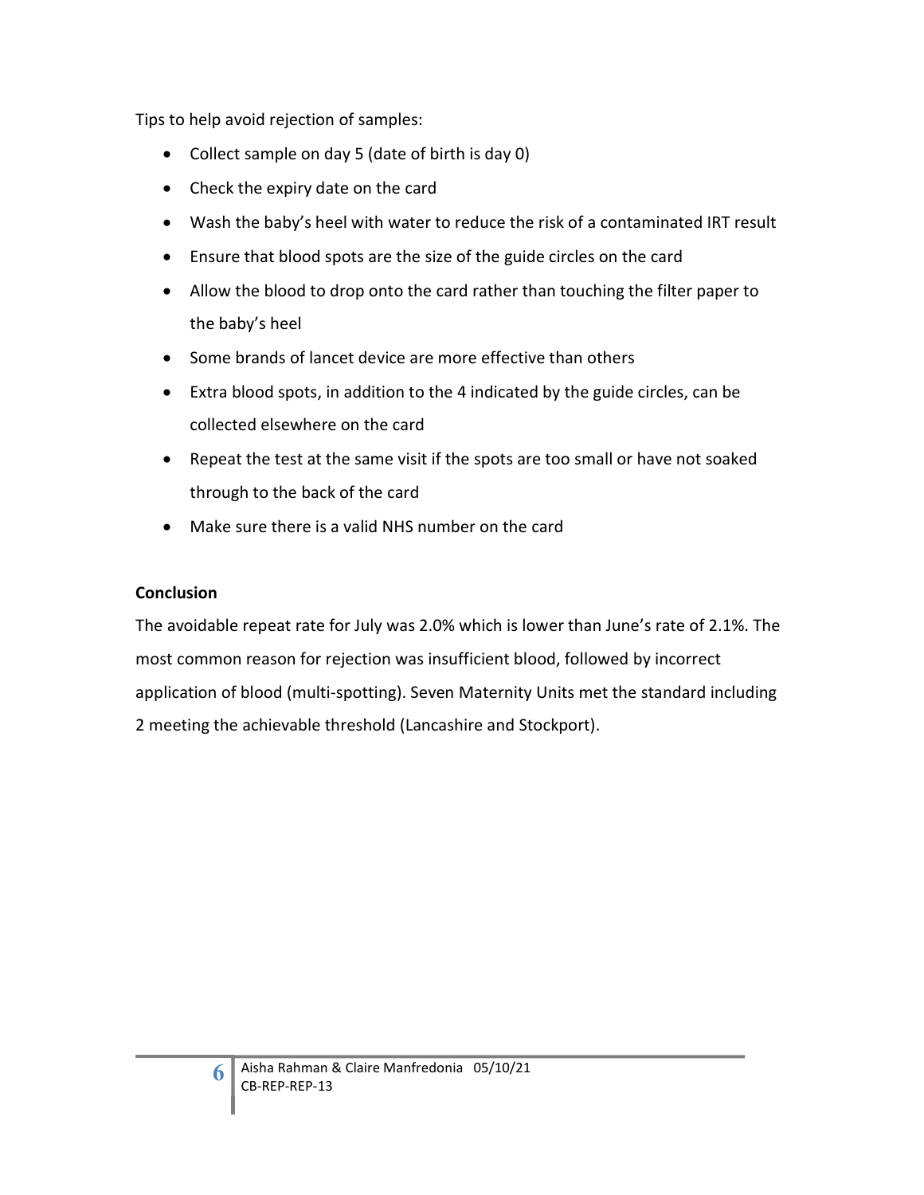Tips to help avoid rejection of samples:

- Collect sample on day 5 (date of birth is day 0)
- Check the expiry date on the card
- Wash the baby's heel with water to reduce the risk of a contaminated IRT result
- Ensure that blood spots are the size of the guide circles on the card
- Allow the blood to drop onto the card rather than touching the filter paper to the baby's heel
- Some brands of lancet device are more effective than others
- Extra blood spots, in addition to the 4 indicated by the guide circles, can be collected elsewhere on the card
- Repeat the test at the same visit if the spots are too small or have not soaked through to the back of the card
- Make sure there is a valid NHS number on the card

**Conclusion**

The avoidable repeat rate for July was 2.0% which is lower than June's rate of 2.1%. The most common reason for rejection was insufficient blood, followed by incorrect application of blood (multi-spotting). Seven Maternity Units met the standard including 2 meeting the achievable threshold (Lancashire and Stockport).